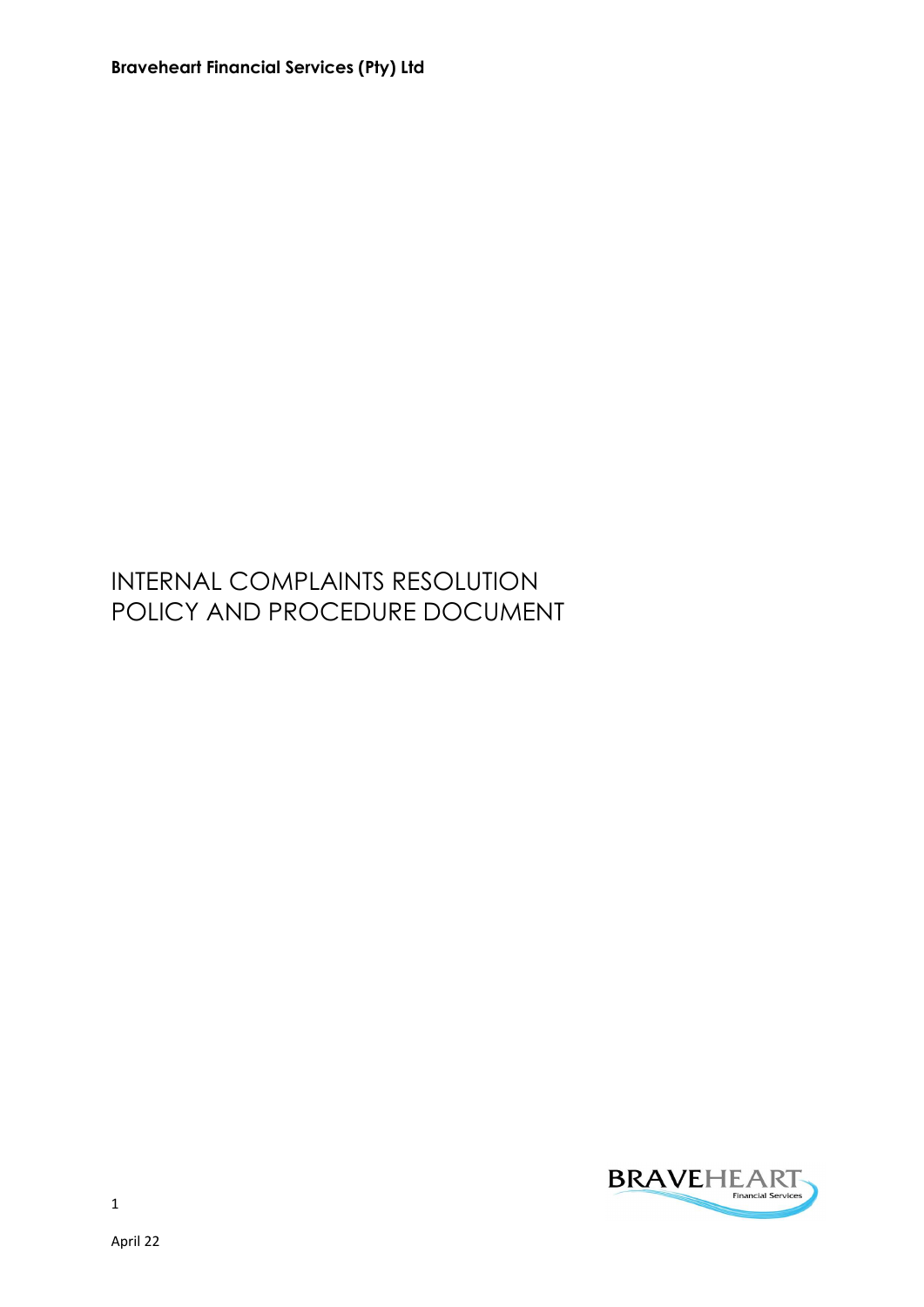**Braveheart Financial Services (Pty) Ltd**

# INTERNAL COMPLAINTS RESOLUTION POLICY AND PROCEDURE DOCUMENT

April 22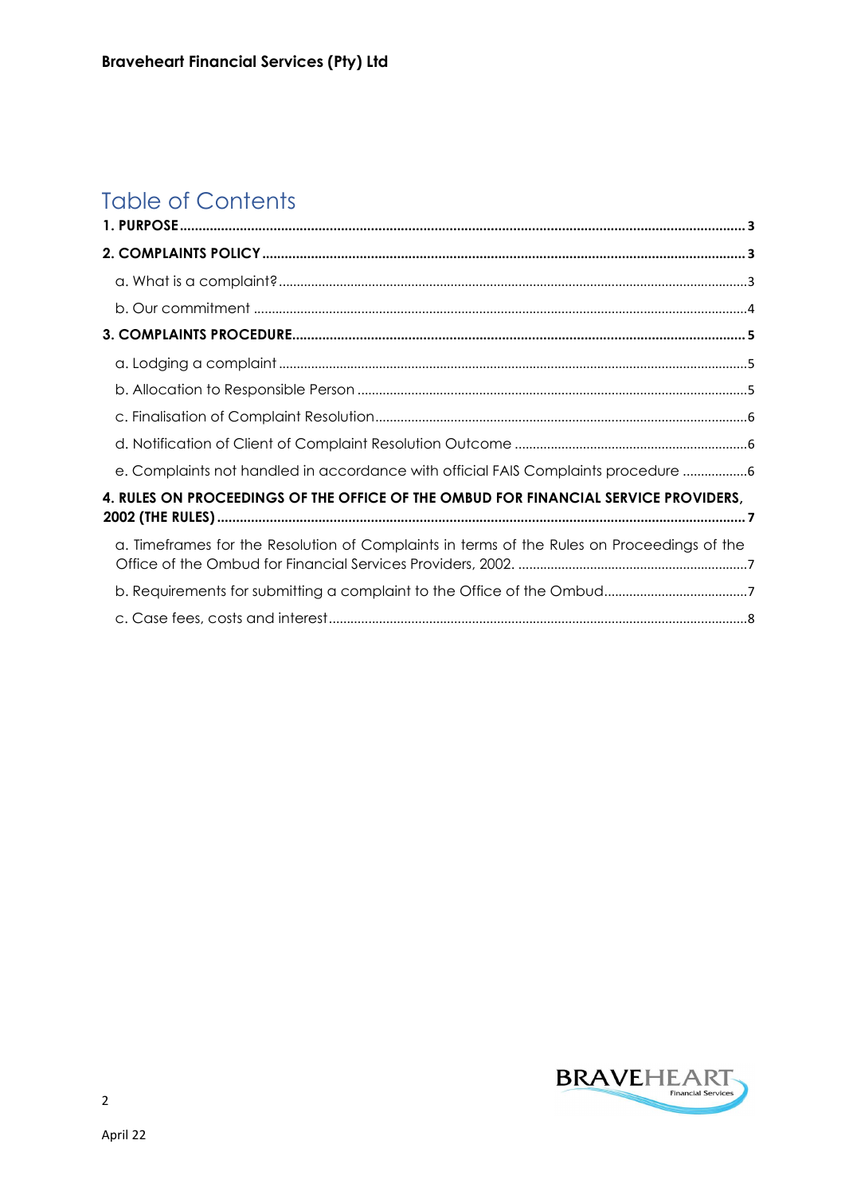# Table of Contents

**1. PURPOSE** ..... **3**

**2. COMPLAINTS POLICY** ..... **3**

a. What is a complaint? ..... 3

b. Our commitment ..... 4

**3. COMPLAINTS PROCEDURE** ..... **5**

a. Lodging a complaint ..... 5

b. Allocation to Responsible Person ..... 5

c. Finalisation of Complaint Resolution ..... 6

d. Notification of Client of Complaint Resolution Outcome ..... 6

e. Complaints not handled in accordance with official FAIS Complaints procedure ..... 6

**4. RULES ON PROCEEDINGS OF THE OFFICE OF THE OMBUD FOR FINANCIAL SERVICE PROVIDERS, 2002 (THE RULES)** ..... **7**

a. Timeframes for the Resolution of Complaints in terms of the Rules on Proceedings of the Office of the Ombud for Financial Services Providers, 2002. ..... 7

b. Requirements for submitting a complaint to the Office of the Ombud ..... 7

c. Case fees, costs and interest ..... 8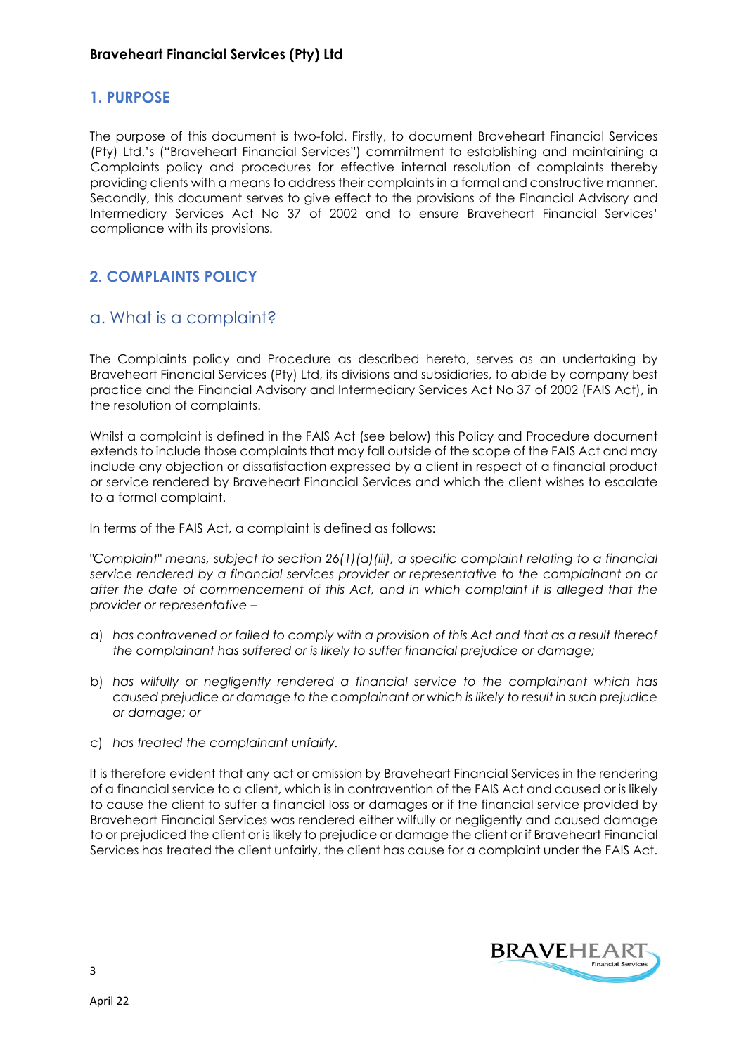## 1. PURPOSE

The purpose of this document is two-fold. Firstly, to document Braveheart Financial Services (Pty) Ltd.'s ("Braveheart Financial Services") commitment to establishing and maintaining a Complaints policy and procedures for effective internal resolution of complaints thereby providing clients with a means to address their complaints in a formal and constructive manner. Secondly, this document serves to give effect to the provisions of the Financial Advisory and Intermediary Services Act No 37 of 2002 and to ensure Braveheart Financial Services' compliance with its provisions.

## 2. COMPLAINTS POLICY

### a. What is a complaint?

The Complaints policy and Procedure as described hereto, serves as an undertaking by Braveheart Financial Services (Pty) Ltd, its divisions and subsidiaries, to abide by company best practice and the Financial Advisory and Intermediary Services Act No 37 of 2002 (FAIS Act), in the resolution of complaints.

Whilst a complaint is defined in the FAIS Act (see below) this Policy and Procedure document extends to include those complaints that may fall outside of the scope of the FAIS Act and may include any objection or dissatisfaction expressed by a client in respect of a financial product or service rendered by Braveheart Financial Services and which the client wishes to escalate to a formal complaint.

In terms of the FAIS Act, a complaint is defined as follows:

*"Complaint" means, subject to section 26(1)(a)(iii), a specific complaint relating to a financial service rendered by a financial services provider or representative to the complainant on or after the date of commencement of this Act, and in which complaint it is alleged that the provider or representative –*

a) *has contravened or failed to comply with a provision of this Act and that as a result thereof the complainant has suffered or is likely to suffer financial prejudice or damage;*

b) *has wilfully or negligently rendered a financial service to the complainant which has caused prejudice or damage to the complainant or which is likely to result in such prejudice or damage; or*

c) *has treated the complainant unfairly.*

It is therefore evident that any act or omission by Braveheart Financial Services in the rendering of a financial service to a client, which is in contravention of the FAIS Act and caused or is likely to cause the client to suffer a financial loss or damages or if the financial service provided by Braveheart Financial Services was rendered either wilfully or negligently and caused damage to or prejudiced the client or is likely to prejudice or damage the client or if Braveheart Financial Services has treated the client unfairly, the client has cause for a complaint under the FAIS Act.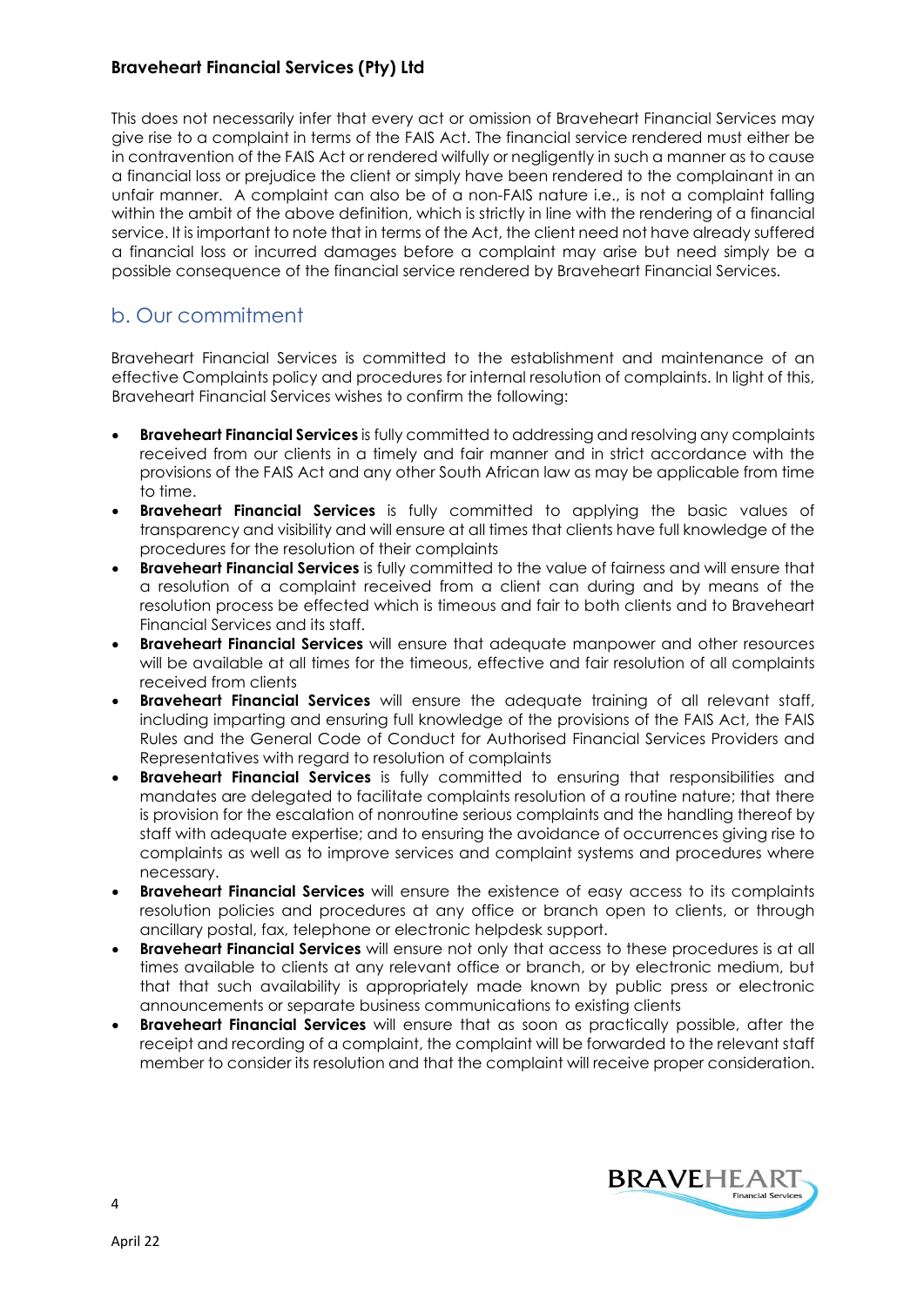This does not necessarily infer that every act or omission of Braveheart Financial Services may give rise to a complaint in terms of the FAIS Act. The financial service rendered must either be in contravention of the FAIS Act or rendered wilfully or negligently in such a manner as to cause a financial loss or prejudice the client or simply have been rendered to the complainant in an unfair manner. A complaint can also be of a non-FAIS nature i.e., is not a complaint falling within the ambit of the above definition, which is strictly in line with the rendering of a financial service. It is important to note that in terms of the Act, the client need not have already suffered a financial loss or incurred damages before a complaint may arise but need simply be a possible consequence of the financial service rendered by Braveheart Financial Services.

## b. Our commitment

Braveheart Financial Services is committed to the establishment and maintenance of an effective Complaints policy and procedures for internal resolution of complaints. In light of this, Braveheart Financial Services wishes to confirm the following:

- **Braveheart Financial Services** is fully committed to addressing and resolving any complaints received from our clients in a timely and fair manner and in strict accordance with the provisions of the FAIS Act and any other South African law as may be applicable from time to time.
- **Braveheart Financial Services** is fully committed to applying the basic values of transparency and visibility and will ensure at all times that clients have full knowledge of the procedures for the resolution of their complaints
- **Braveheart Financial Services** is fully committed to the value of fairness and will ensure that a resolution of a complaint received from a client can during and by means of the resolution process be effected which is timeous and fair to both clients and to Braveheart Financial Services and its staff.
- **Braveheart Financial Services** will ensure that adequate manpower and other resources will be available at all times for the timeous, effective and fair resolution of all complaints received from clients
- **Braveheart Financial Services** will ensure the adequate training of all relevant staff, including imparting and ensuring full knowledge of the provisions of the FAIS Act, the FAIS Rules and the General Code of Conduct for Authorised Financial Services Providers and Representatives with regard to resolution of complaints
- **Braveheart Financial Services** is fully committed to ensuring that responsibilities and mandates are delegated to facilitate complaints resolution of a routine nature; that there is provision for the escalation of nonroutine serious complaints and the handling thereof by staff with adequate expertise; and to ensuring the avoidance of occurrences giving rise to complaints as well as to improve services and complaint systems and procedures where necessary.
- **Braveheart Financial Services** will ensure the existence of easy access to its complaints resolution policies and procedures at any office or branch open to clients, or through ancillary postal, fax, telephone or electronic helpdesk support.
- **Braveheart Financial Services** will ensure not only that access to these procedures is at all times available to clients at any relevant office or branch, or by electronic medium, but that that such availability is appropriately made known by public press or electronic announcements or separate business communications to existing clients
- **Braveheart Financial Services** will ensure that as soon as practically possible, after the receipt and recording of a complaint, the complaint will be forwarded to the relevant staff member to consider its resolution and that the complaint will receive proper consideration.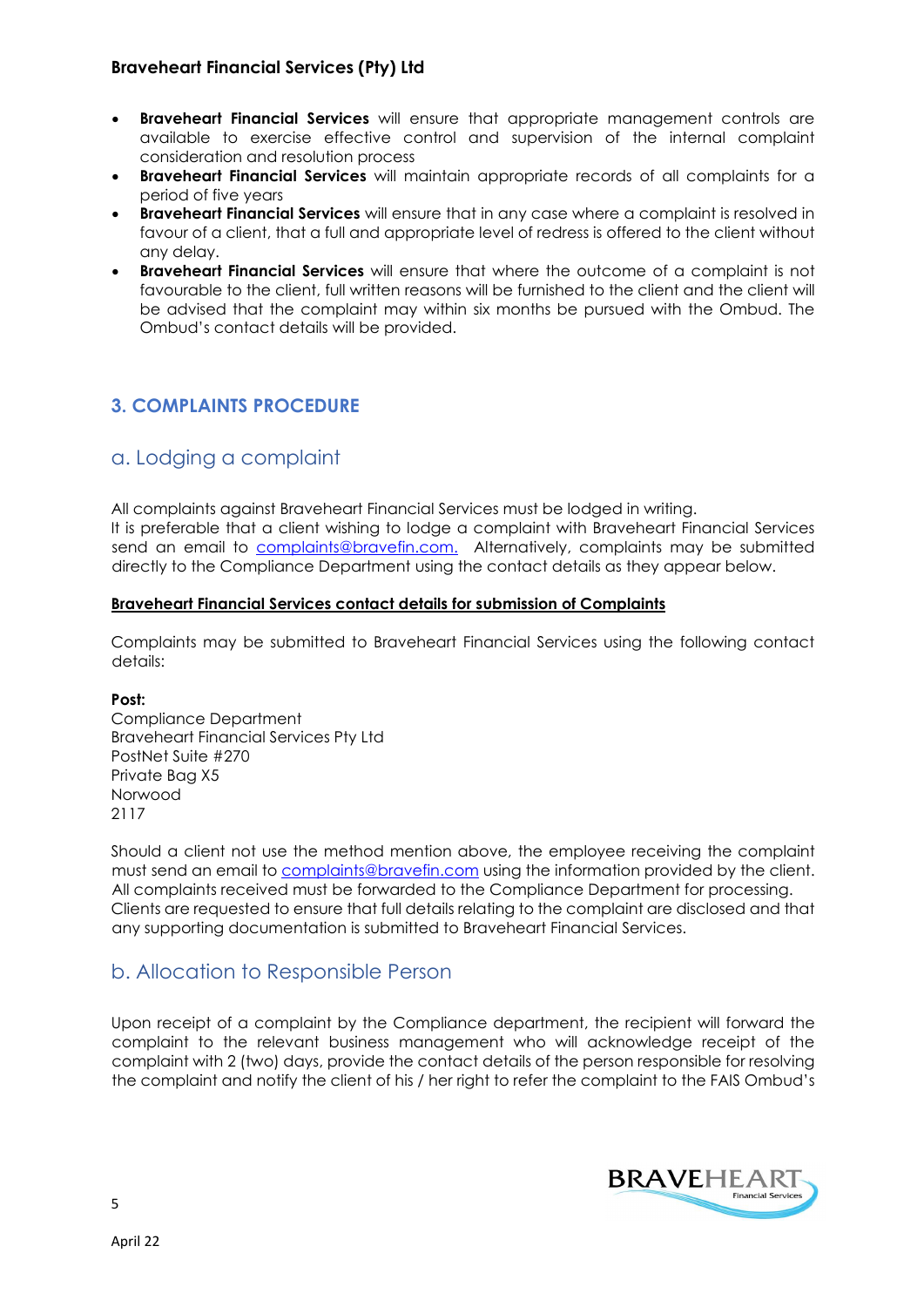- **Braveheart Financial Services** will ensure that appropriate management controls are available to exercise effective control and supervision of the internal complaint consideration and resolution process
- **Braveheart Financial Services** will maintain appropriate records of all complaints for a period of five years
- **Braveheart Financial Services** will ensure that in any case where a complaint is resolved in favour of a client, that a full and appropriate level of redress is offered to the client without any delay.
- **Braveheart Financial Services** will ensure that where the outcome of a complaint is not favourable to the client, full written reasons will be furnished to the client and the client will be advised that the complaint may within six months be pursued with the Ombud. The Ombud's contact details will be provided.

## 3. COMPLAINTS PROCEDURE

### a. Lodging a complaint

All complaints against Braveheart Financial Services must be lodged in writing.
It is preferable that a client wishing to lodge a complaint with Braveheart Financial Services send an email to complaints@bravefin.com. Alternatively, complaints may be submitted directly to the Compliance Department using the contact details as they appear below.

**Braveheart Financial Services contact details for submission of Complaints**

Complaints may be submitted to Braveheart Financial Services using the following contact details:

**Post:**
Compliance Department
Braveheart Financial Services Pty Ltd
PostNet Suite #270
Private Bag X5
Norwood
2117

Should a client not use the method mention above, the employee receiving the complaint must send an email to complaints@bravefin.com using the information provided by the client. All complaints received must be forwarded to the Compliance Department for processing.
Clients are requested to ensure that full details relating to the complaint are disclosed and that any supporting documentation is submitted to Braveheart Financial Services.

### b. Allocation to Responsible Person

Upon receipt of a complaint by the Compliance department, the recipient will forward the complaint to the relevant business management who will acknowledge receipt of the complaint with 2 (two) days, provide the contact details of the person responsible for resolving the complaint and notify the client of his / her right to refer the complaint to the FAIS Ombud's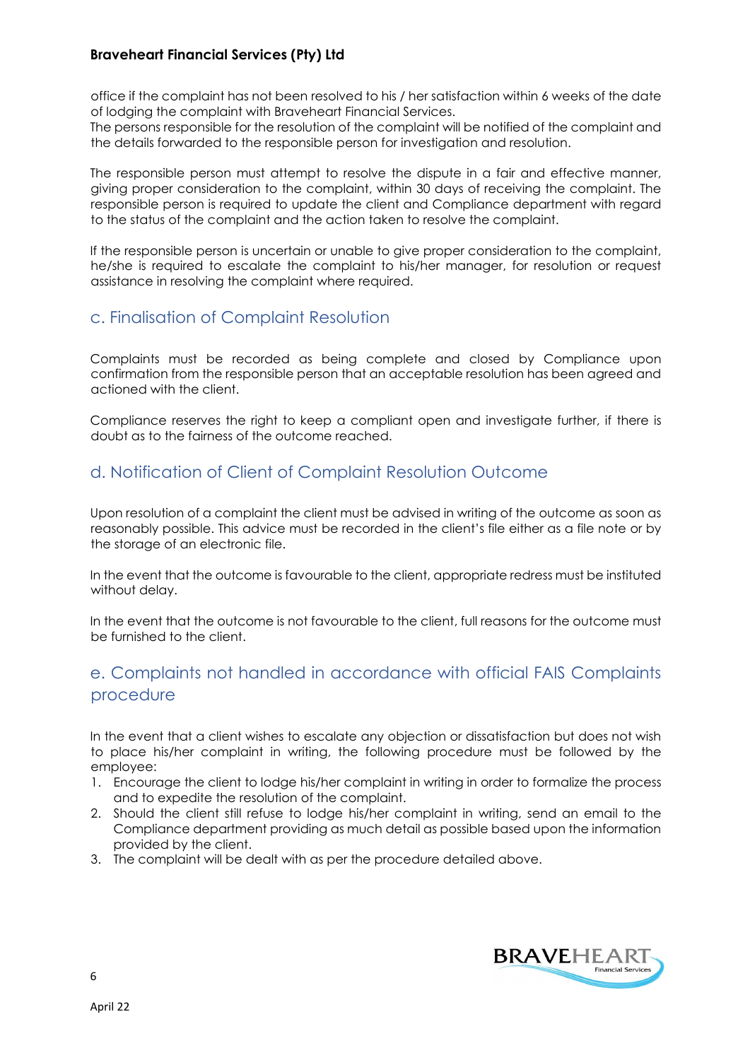office if the complaint has not been resolved to his / her satisfaction within 6 weeks of the date of lodging the complaint with Braveheart Financial Services.
The persons responsible for the resolution of the complaint will be notified of the complaint and the details forwarded to the responsible person for investigation and resolution.

The responsible person must attempt to resolve the dispute in a fair and effective manner, giving proper consideration to the complaint, within 30 days of receiving the complaint. The responsible person is required to update the client and Compliance department with regard to the status of the complaint and the action taken to resolve the complaint.

If the responsible person is uncertain or unable to give proper consideration to the complaint, he/she is required to escalate the complaint to his/her manager, for resolution or request assistance in resolving the complaint where required.

## c. Finalisation of Complaint Resolution

Complaints must be recorded as being complete and closed by Compliance upon confirmation from the responsible person that an acceptable resolution has been agreed and actioned with the client.

Compliance reserves the right to keep a compliant open and investigate further, if there is doubt as to the fairness of the outcome reached.

## d. Notification of Client of Complaint Resolution Outcome

Upon resolution of a complaint the client must be advised in writing of the outcome as soon as reasonably possible. This advice must be recorded in the client's file either as a file note or by the storage of an electronic file.

In the event that the outcome is favourable to the client, appropriate redress must be instituted without delay.

In the event that the outcome is not favourable to the client, full reasons for the outcome must be furnished to the client.

## e. Complaints not handled in accordance with official FAIS Complaints procedure

In the event that a client wishes to escalate any objection or dissatisfaction but does not wish to place his/her complaint in writing, the following procedure must be followed by the employee:

1. Encourage the client to lodge his/her complaint in writing in order to formalize the process and to expedite the resolution of the complaint.
2. Should the client still refuse to lodge his/her complaint in writing, send an email to the Compliance department providing as much detail as possible based upon the information provided by the client.
3. The complaint will be dealt with as per the procedure detailed above.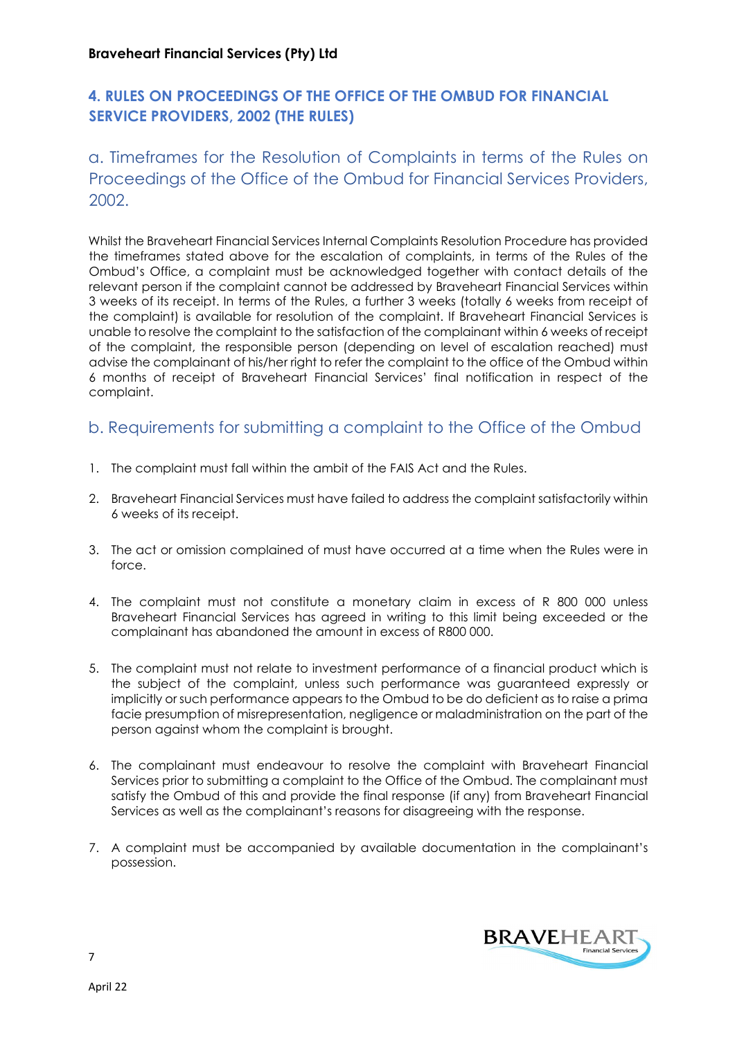## 4. RULES ON PROCEEDINGS OF THE OFFICE OF THE OMBUD FOR FINANCIAL SERVICE PROVIDERS, 2002 (THE RULES)

### a. Timeframes for the Resolution of Complaints in terms of the Rules on Proceedings of the Office of the Ombud for Financial Services Providers, 2002.

Whilst the Braveheart Financial Services Internal Complaints Resolution Procedure has provided the timeframes stated above for the escalation of complaints, in terms of the Rules of the Ombud's Office, a complaint must be acknowledged together with contact details of the relevant person if the complaint cannot be addressed by Braveheart Financial Services within 3 weeks of its receipt. In terms of the Rules, a further 3 weeks (totally 6 weeks from receipt of the complaint) is available for resolution of the complaint. If Braveheart Financial Services is unable to resolve the complaint to the satisfaction of the complainant within 6 weeks of receipt of the complaint, the responsible person (depending on level of escalation reached) must advise the complainant of his/her right to refer the complaint to the office of the Ombud within 6 months of receipt of Braveheart Financial Services' final notification in respect of the complaint.

### b. Requirements for submitting a complaint to the Office of the Ombud

1. The complaint must fall within the ambit of the FAIS Act and the Rules.
2. Braveheart Financial Services must have failed to address the complaint satisfactorily within 6 weeks of its receipt.
3. The act or omission complained of must have occurred at a time when the Rules were in force.
4. The complaint must not constitute a monetary claim in excess of R 800 000 unless Braveheart Financial Services has agreed in writing to this limit being exceeded or the complainant has abandoned the amount in excess of R800 000.
5. The complaint must not relate to investment performance of a financial product which is the subject of the complaint, unless such performance was guaranteed expressly or implicitly or such performance appears to the Ombud to be do deficient as to raise a prima facie presumption of misrepresentation, negligence or maladministration on the part of the person against whom the complaint is brought.
6. The complainant must endeavour to resolve the complaint with Braveheart Financial Services prior to submitting a complaint to the Office of the Ombud. The complainant must satisfy the Ombud of this and provide the final response (if any) from Braveheart Financial Services as well as the complainant's reasons for disagreeing with the response.
7. A complaint must be accompanied by available documentation in the complainant's possession.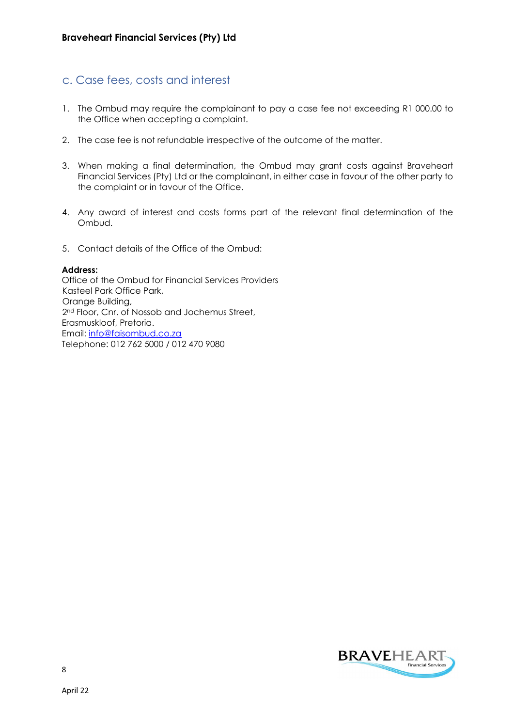## c. Case fees, costs and interest

1. The Ombud may require the complainant to pay a case fee not exceeding R1 000.00 to the Office when accepting a complaint.

2. The case fee is not refundable irrespective of the outcome of the matter.

3. When making a final determination, the Ombud may grant costs against Braveheart Financial Services (Pty) Ltd or the complainant, in either case in favour of the other party to the complaint or in favour of the Office.

4. Any award of interest and costs forms part of the relevant final determination of the Ombud.

5. Contact details of the Office of the Ombud:

**Address:**
Office of the Ombud for Financial Services Providers
Kasteel Park Office Park,
Orange Building,
2nd Floor, Cnr. of Nossob and Jochemus Street,
Erasmuskloof, Pretoria.
Email: info@faisombud.co.za
Telephone: 012 762 5000 / 012 470 9080